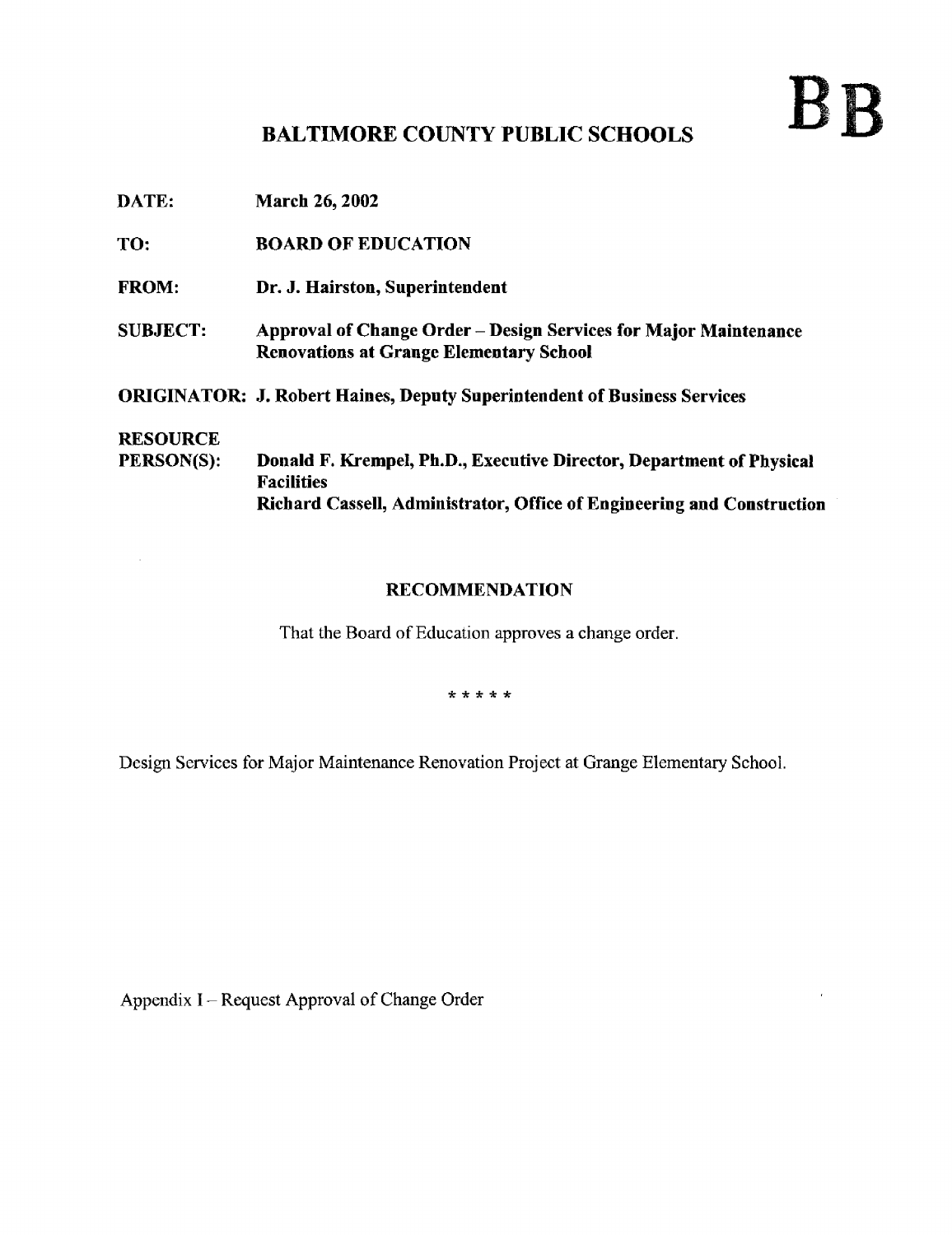# BALTIMORE COUNTY PUBLIC SCHOOLS

**BB**

**DATE:** March 26, 2002

**TO:** BOARD OF EDUCATION

**FROM:** Dr. J. Hairston, Superintendent

**SUBJECT:** Approval of Change Order – Design Services for Major Maintenance Renovations at Grange Elementary School

**ORIGINATOR:** J. Robert Haines, Deputy Superintendent of Business Services

**RESOURCE PERSON(S):** Donald F. Krempel, Ph.D., Executive Director, Department of Physical Facilities
Richard Cassell, Administrator, Office of Engineering and Construction

## RECOMMENDATION

That the Board of Education approves a change order.

* * * * *

Design Services for Major Maintenance Renovation Project at Grange Elementary School.

Appendix I – Request Approval of Change Order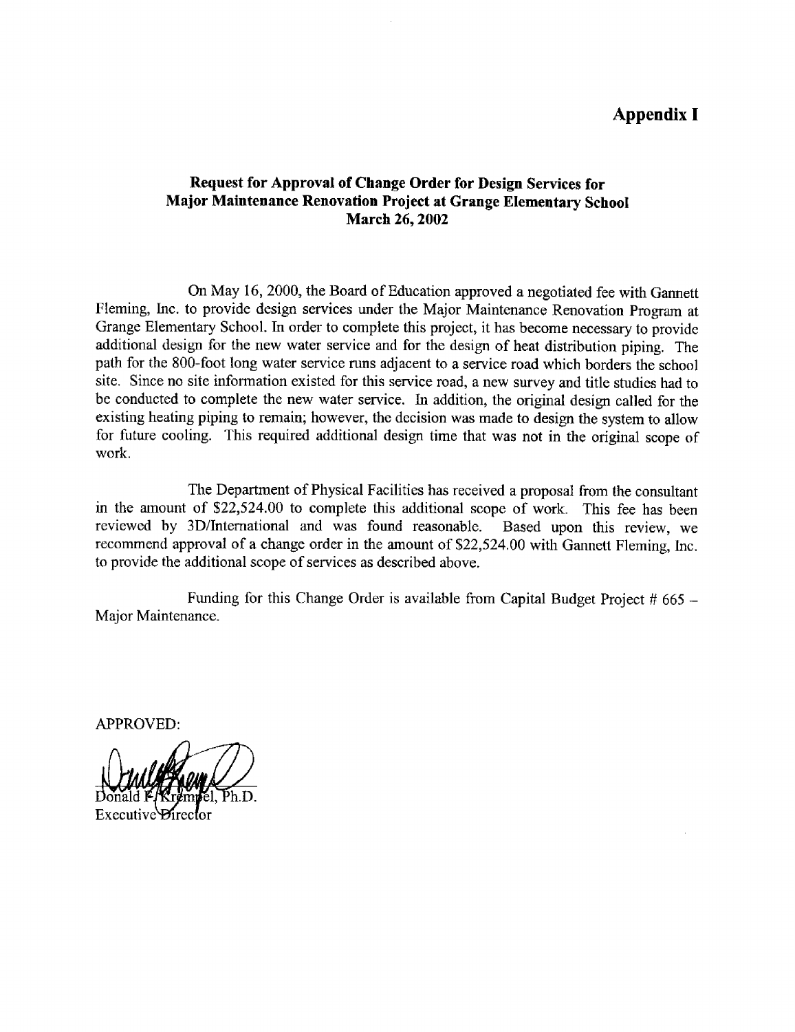# Appendix I

### Request for Approval of Change Order for Design Services for Major Maintenance Renovation Project at Grange Elementary School March 26, 2002

On May 16, 2000, the Board of Education approved a negotiated fee with Gannett Fleming, Inc. to provide design services under the Major Maintenance Renovation Program at Grange Elementary School. In order to complete this project, it has become necessary to provide additional design for the new water service and for the design of heat distribution piping. The path for the 800-foot long water service runs adjacent to a service road which borders the school site. Since no site information existed for this service road, a new survey and title studies had to be conducted to complete the new water service. In addition, the original design called for the existing heating piping to remain; however, the decision was made to design the system to allow for future cooling. This required additional design time that was not in the original scope of work.

The Department of Physical Facilities has received a proposal from the consultant in the amount of $22,524.00 to complete this additional scope of work. This fee has been reviewed by 3D/International and was found reasonable. Based upon this review, we recommend approval of a change order in the amount of $22,524.00 with Gannett Fleming, Inc. to provide the additional scope of services as described above.

Funding for this Change Order is available from Capital Budget Project # 665 – Major Maintenance.

APPROVED:

Donald F. Krempel, Ph.D.
Executive Director